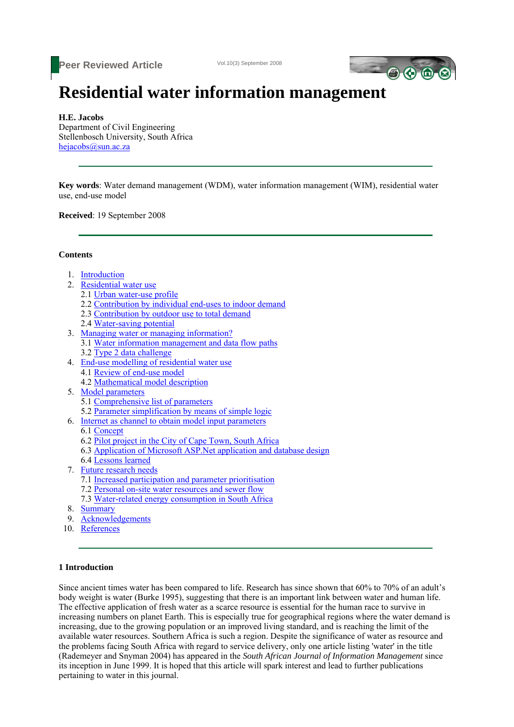Peer Reviewed Article

# Residential water information management

**H.E. Jacobs**
Department of Civil Engineering
Stellenbosch University, South Africa
hejacobs@sun.ac.za

---

**Key words**: Water demand management (WDM), water information management (WIM), residential water use, end-use model

**Received**: 19 September 2008

---

**Contents**

1. Introduction
2. Residential water use
   2.1 Urban water-use profile
   2.2 Contribution by individual end-uses to indoor demand
   2.3 Contribution by outdoor use to total demand
   2.4 Water-saving potential
3. Managing water or managing information?
   3.1 Water information management and data flow paths
   3.2 Type 2 data challenge
4. End-use modelling of residential water use
   4.1 Review of end-use model
   4.2 Mathematical model description
5. Model parameters
   5.1 Comprehensive list of parameters
   5.2 Parameter simplification by means of simple logic
6. Internet as channel to obtain model input parameters
   6.1 Concept
   6.2 Pilot project in the City of Cape Town, South Africa
   6.3 Application of Microsoft ASP.Net application and database design
   6.4 Lessons learned
7. Future research needs
   7.1 Increased participation and parameter prioritisation
   7.2 Personal on-site water resources and sewer flow
   7.3 Water-related energy consumption in South Africa
8. Summary
9. Acknowledgements
10. References

---

## 1 Introduction

Since ancient times water has been compared to life. Research has since shown that 60% to 70% of an adult's body weight is water (Burke 1995), suggesting that there is an important link between water and human life. The effective application of fresh water as a scarce resource is essential for the human race to survive in increasing numbers on planet Earth. This is especially true for geographical regions where the water demand is increasing, due to the growing population or an improved living standard, and is reaching the limit of the available water resources. Southern Africa is such a region. Despite the significance of water as resource and the problems facing South Africa with regard to service delivery, only one article listing 'water' in the title (Rademeyer and Snyman 2004) has appeared in the *South African Journal of Information Management* since its inception in June 1999. It is hoped that this article will spark interest and lead to further publications pertaining to water in this journal.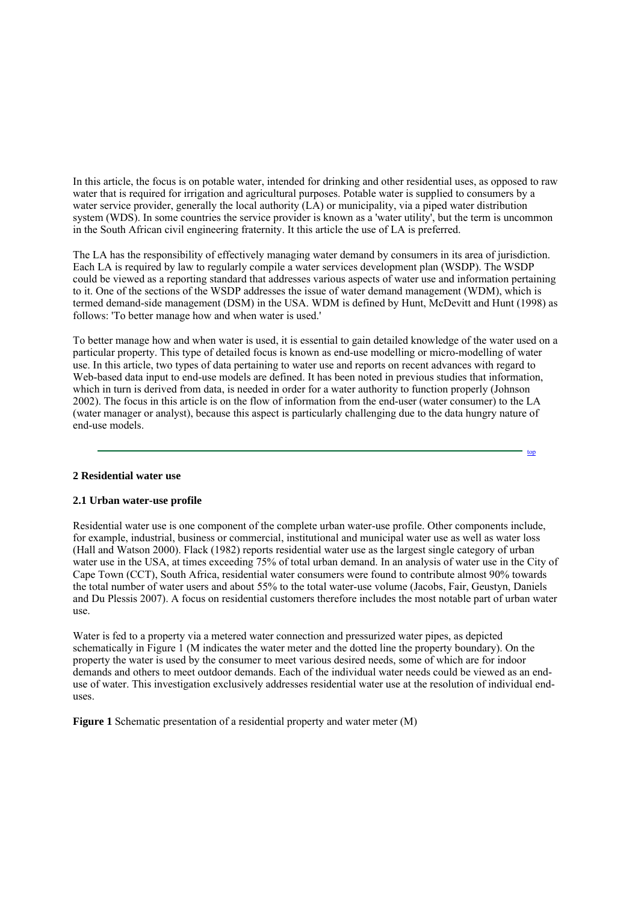In this article, the focus is on potable water, intended for drinking and other residential uses, as opposed to raw water that is required for irrigation and agricultural purposes. Potable water is supplied to consumers by a water service provider, generally the local authority (LA) or municipality, via a piped water distribution system (WDS). In some countries the service provider is known as a 'water utility', but the term is uncommon in the South African civil engineering fraternity. It this article the use of LA is preferred.

The LA has the responsibility of effectively managing water demand by consumers in its area of jurisdiction. Each LA is required by law to regularly compile a water services development plan (WSDP). The WSDP could be viewed as a reporting standard that addresses various aspects of water use and information pertaining to it. One of the sections of the WSDP addresses the issue of water demand management (WDM), which is termed demand-side management (DSM) in the USA. WDM is defined by Hunt, McDevitt and Hunt (1998) as follows: 'To better manage how and when water is used.'

To better manage how and when water is used, it is essential to gain detailed knowledge of the water used on a particular property. This type of detailed focus is known as end-use modelling or micro-modelling of water use. In this article, two types of data pertaining to water use and reports on recent advances with regard to Web-based data input to end-use models are defined. It has been noted in previous studies that information, which in turn is derived from data, is needed in order for a water authority to function properly (Johnson 2002). The focus in this article is on the flow of information from the end-user (water consumer) to the LA (water manager or analyst), because this aspect is particularly challenging due to the data hungry nature of end-use models.

top

## 2 Residential water use

### 2.1 Urban water-use profile

Residential water use is one component of the complete urban water-use profile. Other components include, for example, industrial, business or commercial, institutional and municipal water use as well as water loss (Hall and Watson 2000). Flack (1982) reports residential water use as the largest single category of urban water use in the USA, at times exceeding 75% of total urban demand. In an analysis of water use in the City of Cape Town (CCT), South Africa, residential water consumers were found to contribute almost 90% towards the total number of water users and about 55% to the total water-use volume (Jacobs, Fair, Geustyn, Daniels and Du Plessis 2007). A focus on residential customers therefore includes the most notable part of urban water use.

Water is fed to a property via a metered water connection and pressurized water pipes, as depicted schematically in Figure 1 (M indicates the water meter and the dotted line the property boundary). On the property the water is used by the consumer to meet various desired needs, some of which are for indoor demands and others to meet outdoor demands. Each of the individual water needs could be viewed as an end-use of water. This investigation exclusively addresses residential water use at the resolution of individual end-uses.

**Figure 1** Schematic presentation of a residential property and water meter (M)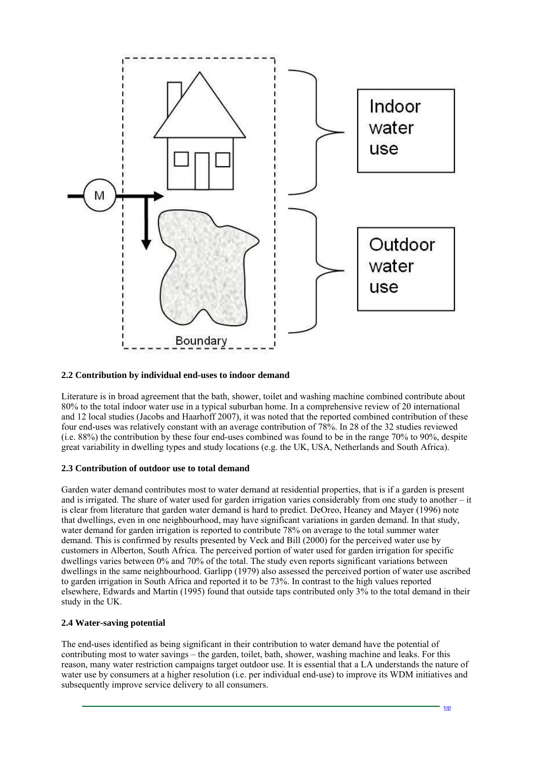## 2.2 Contribution by individual end-uses to indoor demand

Literature is in broad agreement that the bath, shower, toilet and washing machine combined contribute about 80% to the total indoor water use in a typical suburban home. In a comprehensive review of 20 international and 12 local studies (Jacobs and Haarhoff 2007), it was noted that the reported combined contribution of these four end-uses was relatively constant with an average contribution of 78%. In 28 of the 32 studies reviewed (i.e. 88%) the contribution by these four end-uses combined was found to be in the range 70% to 90%, despite great variability in dwelling types and study locations (e.g. the UK, USA, Netherlands and South Africa).

## 2.3 Contribution of outdoor use to total demand

Garden water demand contributes most to water demand at residential properties, that is if a garden is present and is irrigated. The share of water used for garden irrigation varies considerably from one study to another – it is clear from literature that garden water demand is hard to predict. DeOreo, Heaney and Mayer (1996) note that dwellings, even in one neighbourhood, may have significant variations in garden demand. In that study, water demand for garden irrigation is reported to contribute 78% on average to the total summer water demand. This is confirmed by results presented by Veck and Bill (2000) for the perceived water use by customers in Alberton, South Africa. The perceived portion of water used for garden irrigation for specific dwellings varies between 0% and 70% of the total. The study even reports significant variations between dwellings in the same neighbourhood. Garlipp (1979) also assessed the perceived portion of water use ascribed to garden irrigation in South Africa and reported it to be 73%. In contrast to the high values reported elsewhere, Edwards and Martin (1995) found that outside taps contributed only 3% to the total demand in their study in the UK.

## 2.4 Water-saving potential

The end-uses identified as being significant in their contribution to water demand have the potential of contributing most to water savings – the garden, toilet, bath, shower, washing machine and leaks. For this reason, many water restriction campaigns target outdoor use. It is essential that a LA understands the nature of water use by consumers at a higher resolution (i.e. per individual end-use) to improve its WDM initiatives and subsequently improve service delivery to all consumers.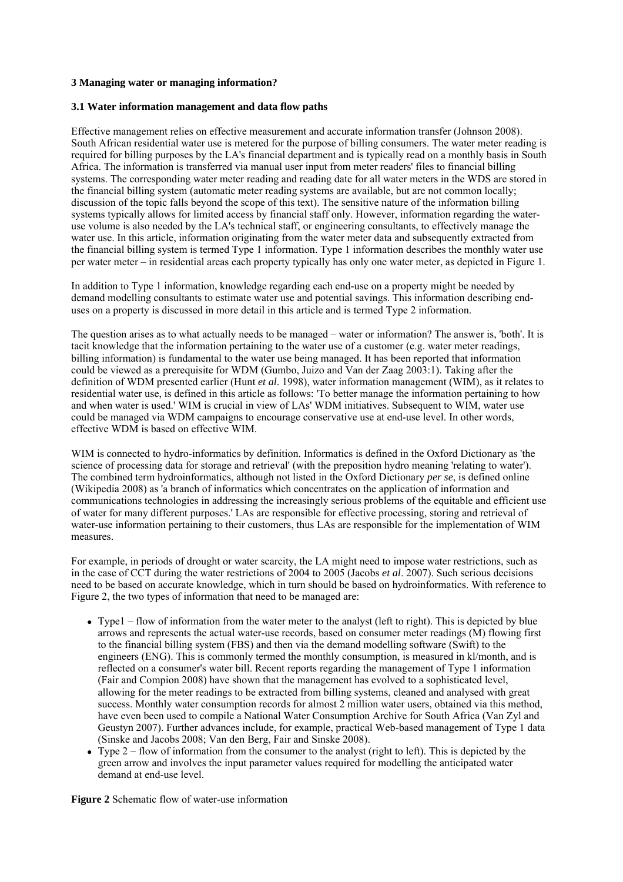**3 Managing water or managing information?**

**3.1 Water information management and data flow paths**

Effective management relies on effective measurement and accurate information transfer (Johnson 2008). South African residential water use is metered for the purpose of billing consumers. The water meter reading is required for billing purposes by the LA's financial department and is typically read on a monthly basis in South Africa. The information is transferred via manual user input from meter readers' files to financial billing systems. The corresponding water meter reading and reading date for all water meters in the WDS are stored in the financial billing system (automatic meter reading systems are available, but are not common locally; discussion of the topic falls beyond the scope of this text). The sensitive nature of the information billing systems typically allows for limited access by financial staff only. However, information regarding the water-use volume is also needed by the LA's technical staff, or engineering consultants, to effectively manage the water use. In this article, information originating from the water meter data and subsequently extracted from the financial billing system is termed Type 1 information. Type 1 information describes the monthly water use per water meter – in residential areas each property typically has only one water meter, as depicted in Figure 1.

In addition to Type 1 information, knowledge regarding each end-use on a property might be needed by demand modelling consultants to estimate water use and potential savings. This information describing end-uses on a property is discussed in more detail in this article and is termed Type 2 information.

The question arises as to what actually needs to be managed – water or information? The answer is, 'both'. It is tacit knowledge that the information pertaining to the water use of a customer (e.g. water meter readings, billing information) is fundamental to the water use being managed. It has been reported that information could be viewed as a prerequisite for WDM (Gumbo, Juizo and Van der Zaag 2003:1). Taking after the definition of WDM presented earlier (Hunt *et al*. 1998), water information management (WIM), as it relates to residential water use, is defined in this article as follows: 'To better manage the information pertaining to how and when water is used.' WIM is crucial in view of LAs' WDM initiatives. Subsequent to WIM, water use could be managed via WDM campaigns to encourage conservative use at end-use level. In other words, effective WDM is based on effective WIM.

WIM is connected to hydro-informatics by definition. Informatics is defined in the Oxford Dictionary as 'the science of processing data for storage and retrieval' (with the preposition hydro meaning 'relating to water'). The combined term hydroinformatics, although not listed in the Oxford Dictionary *per se*, is defined online (Wikipedia 2008) as 'a branch of informatics which concentrates on the application of information and communications technologies in addressing the increasingly serious problems of the equitable and efficient use of water for many different purposes.' LAs are responsible for effective processing, storing and retrieval of water-use information pertaining to their customers, thus LAs are responsible for the implementation of WIM measures.

For example, in periods of drought or water scarcity, the LA might need to impose water restrictions, such as in the case of CCT during the water restrictions of 2004 to 2005 (Jacobs *et al*. 2007). Such serious decisions need to be based on accurate knowledge, which in turn should be based on hydroinformatics. With reference to Figure 2, the two types of information that need to be managed are:

- Type1 – flow of information from the water meter to the analyst (left to right). This is depicted by blue arrows and represents the actual water-use records, based on consumer meter readings (M) flowing first to the financial billing system (FBS) and then via the demand modelling software (Swift) to the engineers (ENG). This is commonly termed the monthly consumption, is measured in kl/month, and is reflected on a consumer's water bill. Recent reports regarding the management of Type 1 information (Fair and Compion 2008) have shown that the management has evolved to a sophisticated level, allowing for the meter readings to be extracted from billing systems, cleaned and analysed with great success. Monthly water consumption records for almost 2 million water users, obtained via this method, have even been used to compile a National Water Consumption Archive for South Africa (Van Zyl and Geustyn 2007). Further advances include, for example, practical Web-based management of Type 1 data (Sinske and Jacobs 2008; Van den Berg, Fair and Sinske 2008).
- Type 2 – flow of information from the consumer to the analyst (right to left). This is depicted by the green arrow and involves the input parameter values required for modelling the anticipated water demand at end-use level.

**Figure 2** Schematic flow of water-use information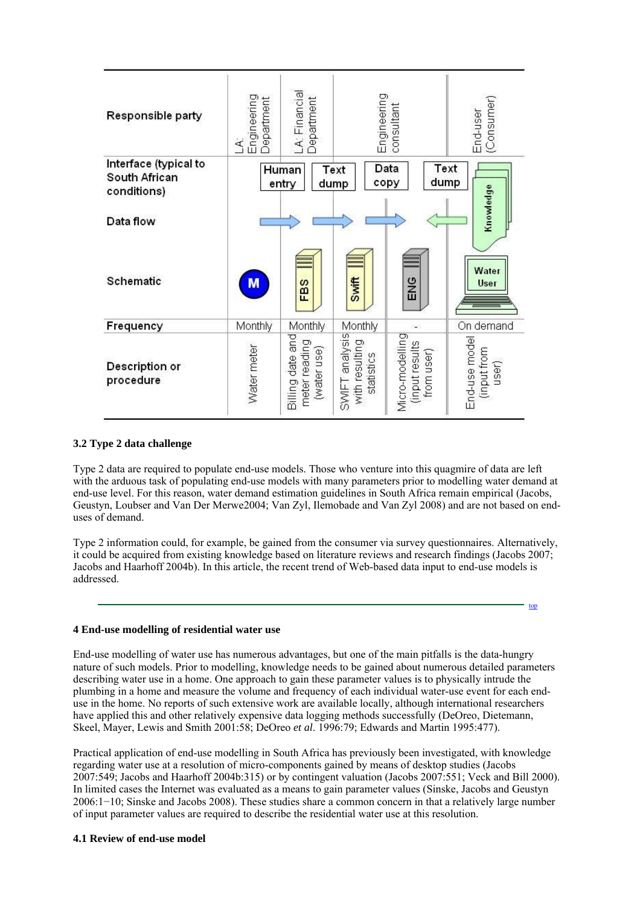| Responsible party | LA: Engineering Department | LA: Financial Department | | Engineering consultant | End-user (Consumer) |
|---|---|---|---|---|---|
| Interface (typical to South African conditions) | | Human entry | Text dump | Data copy | Text dump |
| Data flow | | | | | Knowledge |
| Schematic | M | FBS | Swift | ENG | Water User |
| Frequency | Monthly | Monthly | Monthly | - | On demand |
| Description or procedure | Water meter | Billing date and meter reading (water use) | SWIFT analysis with resulting statistics | Micro-modelling (input results from user) | End-use model (input from user) |

### 3.2 Type 2 data challenge

Type 2 data are required to populate end-use models. Those who venture into this quagmire of data are left with the arduous task of populating end-use models with many parameters prior to modelling water demand at end-use level. For this reason, water demand estimation guidelines in South Africa remain empirical (Jacobs, Geustyn, Loubser and Van Der Merwe2004; Van Zyl, Ilemobade and Van Zyl 2008) and are not based on end-uses of demand.

Type 2 information could, for example, be gained from the consumer via survey questionnaires. Alternatively, it could be acquired from existing knowledge based on literature reviews and research findings (Jacobs 2007; Jacobs and Haarhoff 2004b). In this article, the recent trend of Web-based data input to end-use models is addressed.

## 4 End-use modelling of residential water use

End-use modelling of water use has numerous advantages, but one of the main pitfalls is the data-hungry nature of such models. Prior to modelling, knowledge needs to be gained about numerous detailed parameters describing water use in a home. One approach to gain these parameter values is to physically intrude the plumbing in a home and measure the volume and frequency of each individual water-use event for each end-use in the home. No reports of such extensive work are available locally, although international researchers have applied this and other relatively expensive data logging methods successfully (DeOreo, Dietemann, Skeel, Mayer, Lewis and Smith 2001:58; DeOreo *et al*. 1996:79; Edwards and Martin 1995:477).

Practical application of end-use modelling in South Africa has previously been investigated, with knowledge regarding water use at a resolution of micro-components gained by means of desktop studies (Jacobs 2007:549; Jacobs and Haarhoff 2004b:315) or by contingent valuation (Jacobs 2007:551; Veck and Bill 2000). In limited cases the Internet was evaluated as a means to gain parameter values (Sinske, Jacobs and Geustyn 2006:1−10; Sinske and Jacobs 2008). These studies share a common concern in that a relatively large number of input parameter values are required to describe the residential water use at this resolution.

### 4.1 Review of end-use model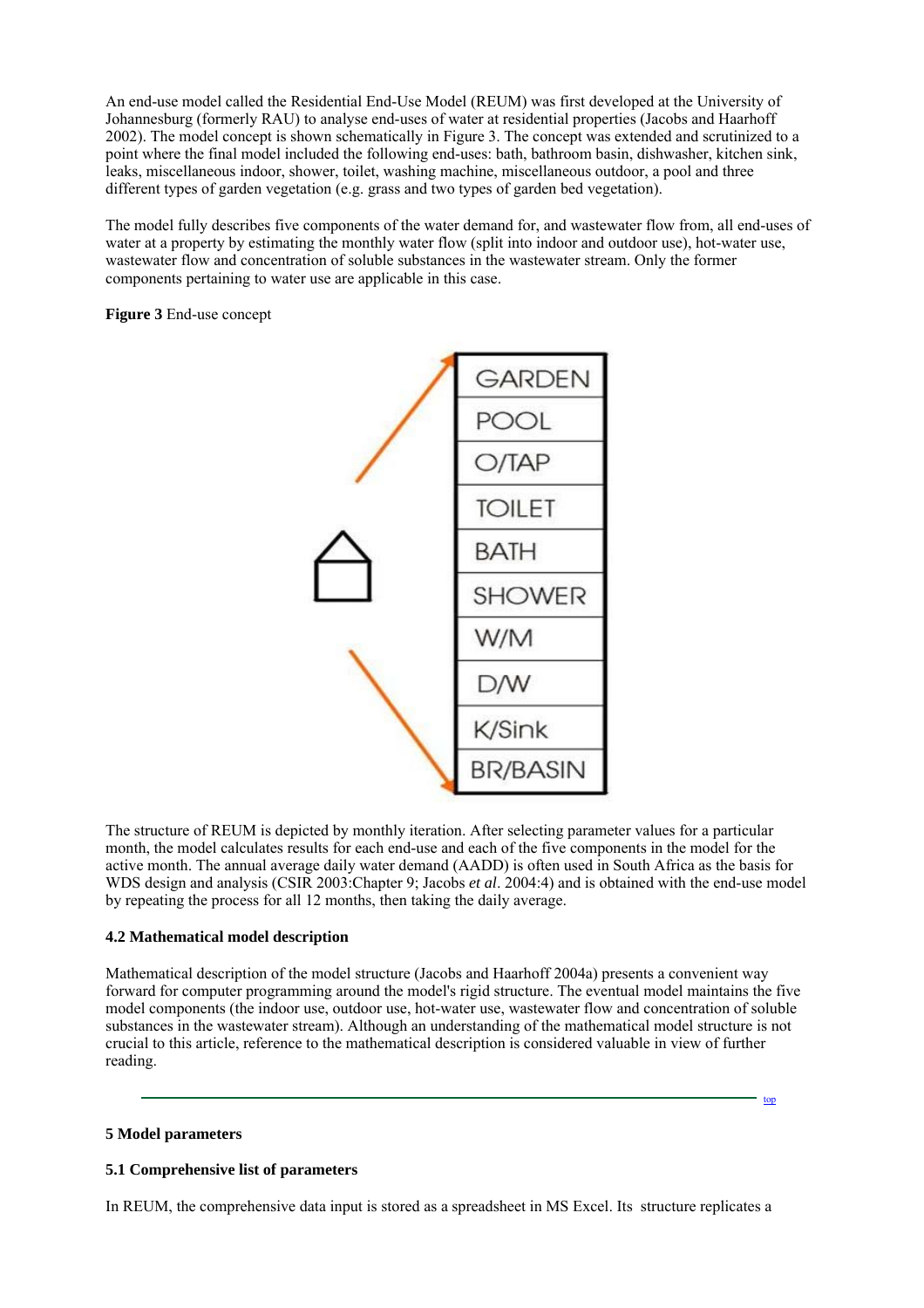An end-use model called the Residential End-Use Model (REUM) was first developed at the University of Johannesburg (formerly RAU) to analyse end-uses of water at residential properties (Jacobs and Haarhoff 2002). The model concept is shown schematically in Figure 3. The concept was extended and scrutinized to a point where the final model included the following end-uses: bath, bathroom basin, dishwasher, kitchen sink, leaks, miscellaneous indoor, shower, toilet, washing machine, miscellaneous outdoor, a pool and three different types of garden vegetation (e.g. grass and two types of garden bed vegetation).

The model fully describes five components of the water demand for, and wastewater flow from, all end-uses of water at a property by estimating the monthly water flow (split into indoor and outdoor use), hot-water use, wastewater flow and concentration of soluble substances in the wastewater stream. Only the former components pertaining to water use are applicable in this case.

**Figure 3** End-use concept

| GARDEN |
| --- |
| POOL |
| O/TAP |
| TOILET |
| BATH |
| SHOWER |
| W/M |
| D/W |
| K/Sink |
| BR/BASIN |

The structure of REUM is depicted by monthly iteration. After selecting parameter values for a particular month, the model calculates results for each end-use and each of the five components in the model for the active month. The annual average daily water demand (AADD) is often used in South Africa as the basis for WDS design and analysis (CSIR 2003:Chapter 9; Jacobs *et al*. 2004:4) and is obtained with the end-use model by repeating the process for all 12 months, then taking the daily average.

### 4.2 Mathematical model description

Mathematical description of the model structure (Jacobs and Haarhoff 2004a) presents a convenient way forward for computer programming around the model's rigid structure. The eventual model maintains the five model components (the indoor use, outdoor use, hot-water use, wastewater flow and concentration of soluble substances in the wastewater stream). Although an understanding of the mathematical model structure is not crucial to this article, reference to the mathematical description is considered valuable in view of further reading.

## 5 Model parameters

### 5.1 Comprehensive list of parameters

In REUM, the comprehensive data input is stored as a spreadsheet in MS Excel. Its structure replicates a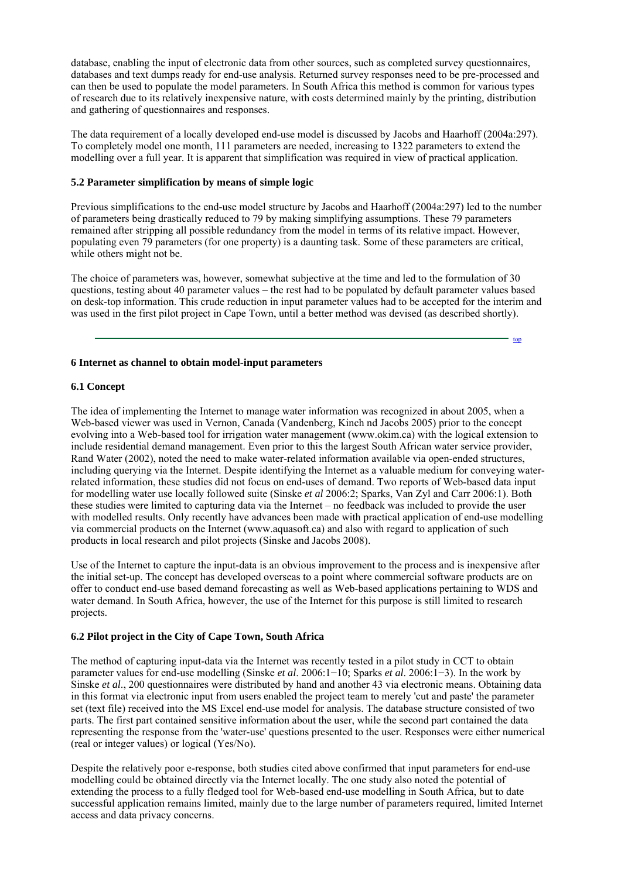database, enabling the input of electronic data from other sources, such as completed survey questionnaires, databases and text dumps ready for end-use analysis. Returned survey responses need to be pre-processed and can then be used to populate the model parameters. In South Africa this method is common for various types of research due to its relatively inexpensive nature, with costs determined mainly by the printing, distribution and gathering of questionnaires and responses.

The data requirement of a locally developed end-use model is discussed by Jacobs and Haarhoff (2004a:297). To completely model one month, 111 parameters are needed, increasing to 1322 parameters to extend the modelling over a full year. It is apparent that simplification was required in view of practical application.

### 5.2 Parameter simplification by means of simple logic

Previous simplifications to the end-use model structure by Jacobs and Haarhoff (2004a:297) led to the number of parameters being drastically reduced to 79 by making simplifying assumptions. These 79 parameters remained after stripping all possible redundancy from the model in terms of its relative impact. However, populating even 79 parameters (for one property) is a daunting task. Some of these parameters are critical, while others might not be.

The choice of parameters was, however, somewhat subjective at the time and led to the formulation of 30 questions, testing about 40 parameter values – the rest had to be populated by default parameter values based on desk-top information. This crude reduction in input parameter values had to be accepted for the interim and was used in the first pilot project in Cape Town, until a better method was devised (as described shortly).

top

## 6 Internet as channel to obtain model-input parameters

### 6.1 Concept

The idea of implementing the Internet to manage water information was recognized in about 2005, when a Web-based viewer was used in Vernon, Canada (Vandenberg, Kinch nd Jacobs 2005) prior to the concept evolving into a Web-based tool for irrigation water management (www.okim.ca) with the logical extension to include residential demand management. Even prior to this the largest South African water service provider, Rand Water (2002), noted the need to make water-related information available via open-ended structures, including querying via the Internet. Despite identifying the Internet as a valuable medium for conveying water-related information, these studies did not focus on end-uses of demand. Two reports of Web-based data input for modelling water use locally followed suite (Sinske *et al* 2006:2; Sparks, Van Zyl and Carr 2006:1). Both these studies were limited to capturing data via the Internet – no feedback was included to provide the user with modelled results. Only recently have advances been made with practical application of end-use modelling via commercial products on the Internet (www.aquasoft.ca) and also with regard to application of such products in local research and pilot projects (Sinske and Jacobs 2008).

Use of the Internet to capture the input-data is an obvious improvement to the process and is inexpensive after the initial set-up. The concept has developed overseas to a point where commercial software products are on offer to conduct end-use based demand forecasting as well as Web-based applications pertaining to WDS and water demand. In South Africa, however, the use of the Internet for this purpose is still limited to research projects.

### 6.2 Pilot project in the City of Cape Town, South Africa

The method of capturing input-data via the Internet was recently tested in a pilot study in CCT to obtain parameter values for end-use modelling (Sinske *et al*. 2006:1−10; Sparks *et al*. 2006:1−3). In the work by Sinske *et al*., 200 questionnaires were distributed by hand and another 43 via electronic means. Obtaining data in this format via electronic input from users enabled the project team to merely 'cut and paste' the parameter set (text file) received into the MS Excel end-use model for analysis. The database structure consisted of two parts. The first part contained sensitive information about the user, while the second part contained the data representing the response from the 'water-use' questions presented to the user. Responses were either numerical (real or integer values) or logical (Yes/No).

Despite the relatively poor e-response, both studies cited above confirmed that input parameters for end-use modelling could be obtained directly via the Internet locally. The one study also noted the potential of extending the process to a fully fledged tool for Web-based end-use modelling in South Africa, but to date successful application remains limited, mainly due to the large number of parameters required, limited Internet access and data privacy concerns.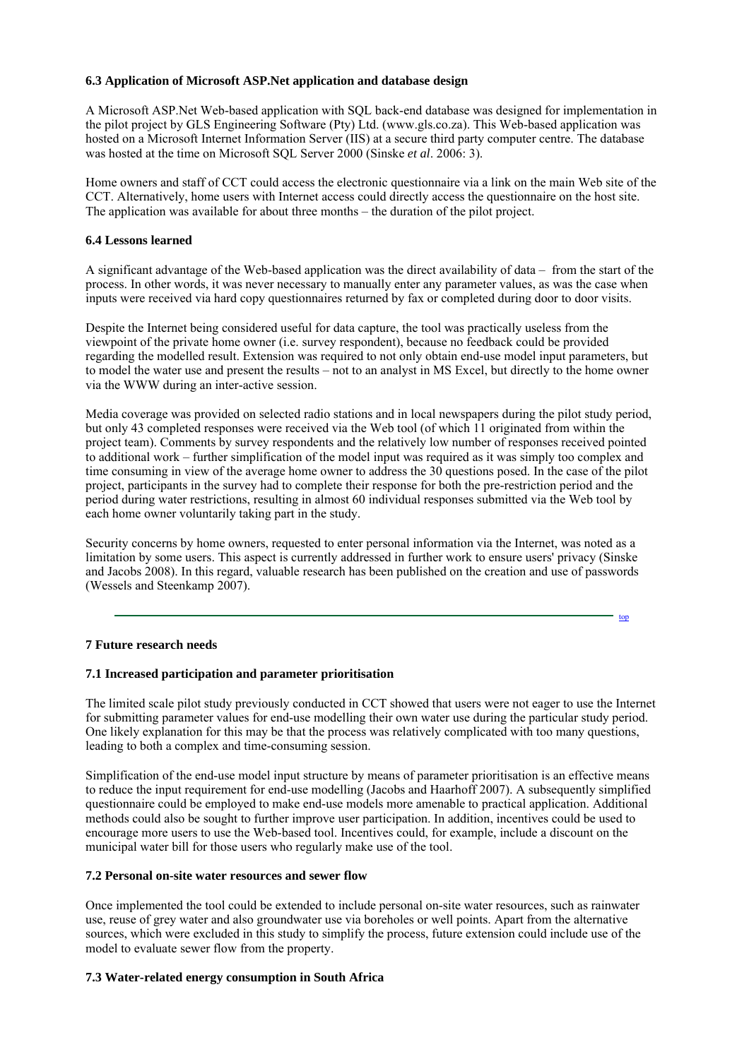### 6.3 Application of Microsoft ASP.Net application and database design

A Microsoft ASP.Net Web-based application with SQL back-end database was designed for implementation in the pilot project by GLS Engineering Software (Pty) Ltd. (www.gls.co.za). This Web-based application was hosted on a Microsoft Internet Information Server (IIS) at a secure third party computer centre. The database was hosted at the time on Microsoft SQL Server 2000 (Sinske *et al*. 2006: 3).

Home owners and staff of CCT could access the electronic questionnaire via a link on the main Web site of the CCT. Alternatively, home users with Internet access could directly access the questionnaire on the host site. The application was available for about three months – the duration of the pilot project.

### 6.4 Lessons learned

A significant advantage of the Web-based application was the direct availability of data – from the start of the process. In other words, it was never necessary to manually enter any parameter values, as was the case when inputs were received via hard copy questionnaires returned by fax or completed during door to door visits.

Despite the Internet being considered useful for data capture, the tool was practically useless from the viewpoint of the private home owner (i.e. survey respondent), because no feedback could be provided regarding the modelled result. Extension was required to not only obtain end-use model input parameters, but to model the water use and present the results – not to an analyst in MS Excel, but directly to the home owner via the WWW during an inter-active session.

Media coverage was provided on selected radio stations and in local newspapers during the pilot study period, but only 43 completed responses were received via the Web tool (of which 11 originated from within the project team). Comments by survey respondents and the relatively low number of responses received pointed to additional work – further simplification of the model input was required as it was simply too complex and time consuming in view of the average home owner to address the 30 questions posed. In the case of the pilot project, participants in the survey had to complete their response for both the pre-restriction period and the period during water restrictions, resulting in almost 60 individual responses submitted via the Web tool by each home owner voluntarily taking part in the study.

Security concerns by home owners, requested to enter personal information via the Internet, was noted as a limitation by some users. This aspect is currently addressed in further work to ensure users' privacy (Sinske and Jacobs 2008). In this regard, valuable research has been published on the creation and use of passwords (Wessels and Steenkamp 2007).

top

## 7 Future research needs

### 7.1 Increased participation and parameter prioritisation

The limited scale pilot study previously conducted in CCT showed that users were not eager to use the Internet for submitting parameter values for end-use modelling their own water use during the particular study period. One likely explanation for this may be that the process was relatively complicated with too many questions, leading to both a complex and time-consuming session.

Simplification of the end-use model input structure by means of parameter prioritisation is an effective means to reduce the input requirement for end-use modelling (Jacobs and Haarhoff 2007). A subsequently simplified questionnaire could be employed to make end-use models more amenable to practical application. Additional methods could also be sought to further improve user participation. In addition, incentives could be used to encourage more users to use the Web-based tool. Incentives could, for example, include a discount on the municipal water bill for those users who regularly make use of the tool.

### 7.2 Personal on-site water resources and sewer flow

Once implemented the tool could be extended to include personal on-site water resources, such as rainwater use, reuse of grey water and also groundwater use via boreholes or well points. Apart from the alternative sources, which were excluded in this study to simplify the process, future extension could include use of the model to evaluate sewer flow from the property.

### 7.3 Water-related energy consumption in South Africa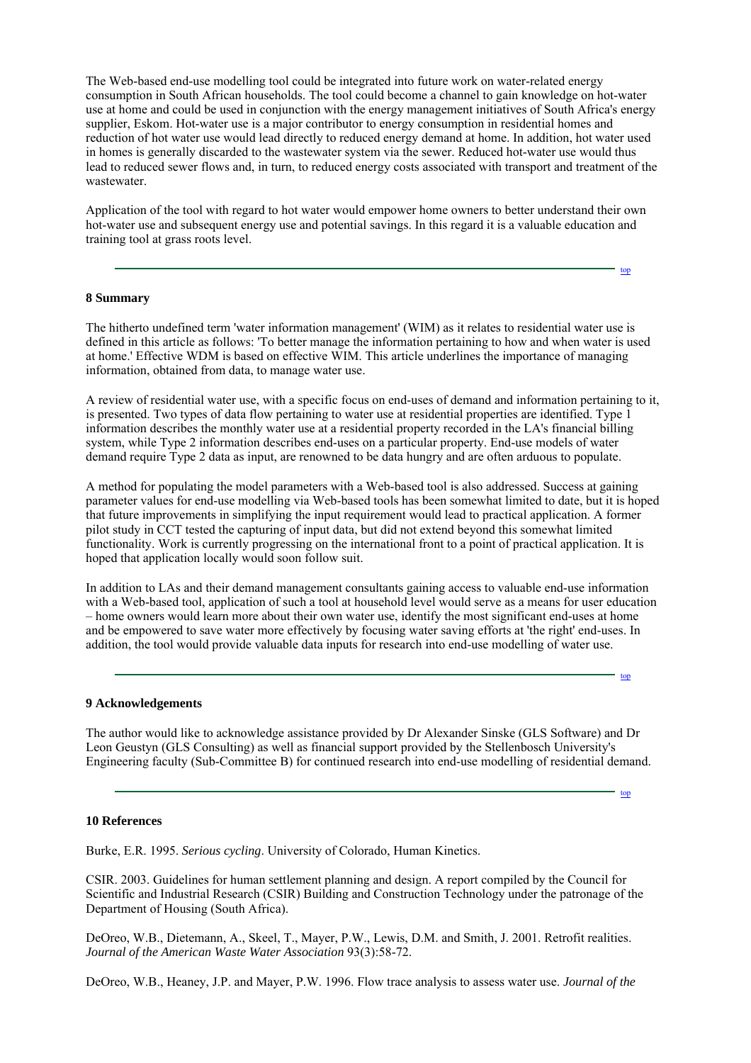The Web-based end-use modelling tool could be integrated into future work on water-related energy consumption in South African households. The tool could become a channel to gain knowledge on hot-water use at home and could be used in conjunction with the energy management initiatives of South Africa's energy supplier, Eskom. Hot-water use is a major contributor to energy consumption in residential homes and reduction of hot water use would lead directly to reduced energy demand at home. In addition, hot water used in homes is generally discarded to the wastewater system via the sewer. Reduced hot-water use would thus lead to reduced sewer flows and, in turn, to reduced energy costs associated with transport and treatment of the wastewater.

Application of the tool with regard to hot water would empower home owners to better understand their own hot-water use and subsequent energy use and potential savings. In this regard it is a valuable education and training tool at grass roots level.

top

## 8 Summary

The hitherto undefined term 'water information management' (WIM) as it relates to residential water use is defined in this article as follows: 'To better manage the information pertaining to how and when water is used at home.' Effective WDM is based on effective WIM. This article underlines the importance of managing information, obtained from data, to manage water use.

A review of residential water use, with a specific focus on end-uses of demand and information pertaining to it, is presented. Two types of data flow pertaining to water use at residential properties are identified. Type 1 information describes the monthly water use at a residential property recorded in the LA's financial billing system, while Type 2 information describes end-uses on a particular property. End-use models of water demand require Type 2 data as input, are renowned to be data hungry and are often arduous to populate.

A method for populating the model parameters with a Web-based tool is also addressed. Success at gaining parameter values for end-use modelling via Web-based tools has been somewhat limited to date, but it is hoped that future improvements in simplifying the input requirement would lead to practical application. A former pilot study in CCT tested the capturing of input data, but did not extend beyond this somewhat limited functionality. Work is currently progressing on the international front to a point of practical application. It is hoped that application locally would soon follow suit.

In addition to LAs and their demand management consultants gaining access to valuable end-use information with a Web-based tool, application of such a tool at household level would serve as a means for user education – home owners would learn more about their own water use, identify the most significant end-uses at home and be empowered to save water more effectively by focusing water saving efforts at 'the right' end-uses. In addition, the tool would provide valuable data inputs for research into end-use modelling of water use.

top

## 9 Acknowledgements

The author would like to acknowledge assistance provided by Dr Alexander Sinske (GLS Software) and Dr Leon Geustyn (GLS Consulting) as well as financial support provided by the Stellenbosch University's Engineering faculty (Sub-Committee B) for continued research into end-use modelling of residential demand.

top

## 10 References

Burke, E.R. 1995. *Serious cycling*. University of Colorado, Human Kinetics.

CSIR. 2003. Guidelines for human settlement planning and design. A report compiled by the Council for Scientific and Industrial Research (CSIR) Building and Construction Technology under the patronage of the Department of Housing (South Africa).

DeOreo, W.B., Dietemann, A., Skeel, T., Mayer, P.W., Lewis, D.M. and Smith, J. 2001. Retrofit realities. *Journal of the American Waste Water Association* 93(3):58-72.

DeOreo, W.B., Heaney, J.P. and Mayer, P.W. 1996. Flow trace analysis to assess water use. *Journal of the*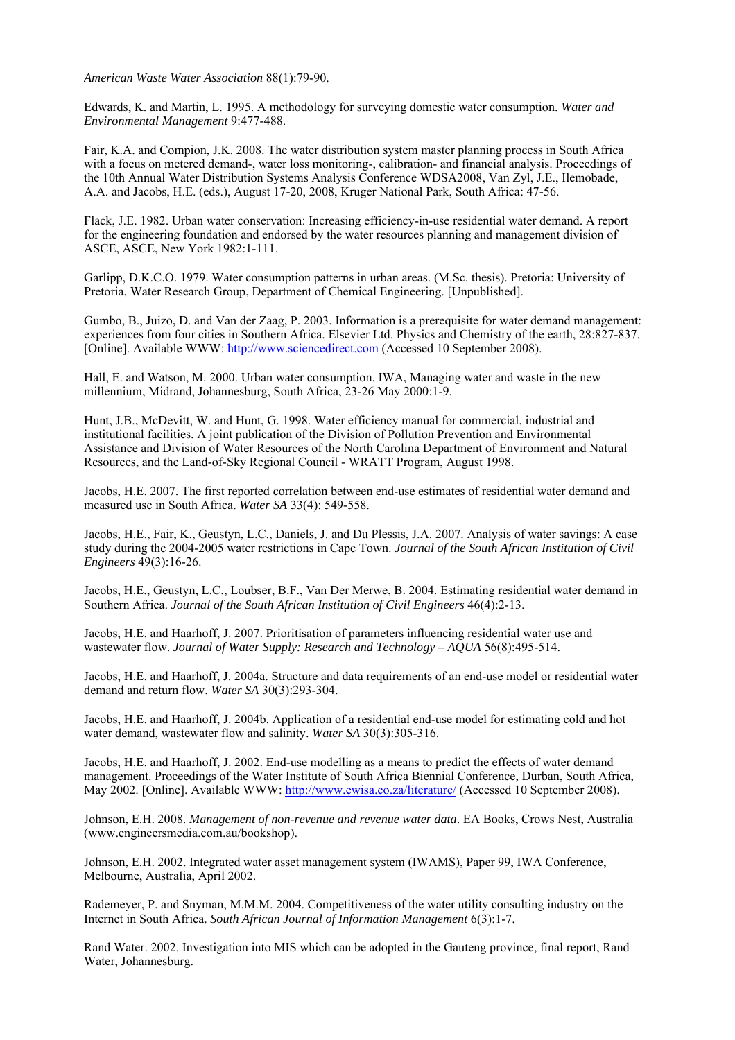*American Waste Water Association* 88(1):79-90.

Edwards, K. and Martin, L. 1995. A methodology for surveying domestic water consumption. *Water and Environmental Management* 9:477-488.

Fair, K.A. and Compion, J.K. 2008. The water distribution system master planning process in South Africa with a focus on metered demand-, water loss monitoring-, calibration- and financial analysis. Proceedings of the 10th Annual Water Distribution Systems Analysis Conference WDSA2008, Van Zyl, J.E., Ilemobade, A.A. and Jacobs, H.E. (eds.), August 17-20, 2008, Kruger National Park, South Africa: 47-56.

Flack, J.E. 1982. Urban water conservation: Increasing efficiency-in-use residential water demand. A report for the engineering foundation and endorsed by the water resources planning and management division of ASCE, ASCE, New York 1982:1-111.

Garlipp, D.K.C.O. 1979. Water consumption patterns in urban areas. (M.Sc. thesis). Pretoria: University of Pretoria, Water Research Group, Department of Chemical Engineering. [Unpublished].

Gumbo, B., Juizo, D. and Van der Zaag, P. 2003. Information is a prerequisite for water demand management: experiences from four cities in Southern Africa. Elsevier Ltd. Physics and Chemistry of the earth, 28:827-837. [Online]. Available WWW: http://www.sciencedirect.com (Accessed 10 September 2008).

Hall, E. and Watson, M. 2000. Urban water consumption. IWA, Managing water and waste in the new millennium, Midrand, Johannesburg, South Africa, 23-26 May 2000:1-9.

Hunt, J.B., McDevitt, W. and Hunt, G. 1998. Water efficiency manual for commercial, industrial and institutional facilities. A joint publication of the Division of Pollution Prevention and Environmental Assistance and Division of Water Resources of the North Carolina Department of Environment and Natural Resources, and the Land-of-Sky Regional Council - WRATT Program, August 1998.

Jacobs, H.E. 2007. The first reported correlation between end-use estimates of residential water demand and measured use in South Africa. *Water SA* 33(4): 549-558.

Jacobs, H.E., Fair, K., Geustyn, L.C., Daniels, J. and Du Plessis, J.A. 2007. Analysis of water savings: A case study during the 2004-2005 water restrictions in Cape Town. *Journal of the South African Institution of Civil Engineers* 49(3):16-26.

Jacobs, H.E., Geustyn, L.C., Loubser, B.F., Van Der Merwe, B. 2004. Estimating residential water demand in Southern Africa. *Journal of the South African Institution of Civil Engineers* 46(4):2-13.

Jacobs, H.E. and Haarhoff, J. 2007. Prioritisation of parameters influencing residential water use and wastewater flow. *Journal of Water Supply: Research and Technology – AQUA* 56(8):495-514.

Jacobs, H.E. and Haarhoff, J. 2004a. Structure and data requirements of an end-use model or residential water demand and return flow. *Water SA* 30(3):293-304.

Jacobs, H.E. and Haarhoff, J. 2004b. Application of a residential end-use model for estimating cold and hot water demand, wastewater flow and salinity. *Water SA* 30(3):305-316.

Jacobs, H.E. and Haarhoff, J. 2002. End-use modelling as a means to predict the effects of water demand management. Proceedings of the Water Institute of South Africa Biennial Conference, Durban, South Africa, May 2002. [Online]. Available WWW: http://www.ewisa.co.za/literature/ (Accessed 10 September 2008).

Johnson, E.H. 2008. *Management of non-revenue and revenue water data*. EA Books, Crows Nest, Australia (www.engineersmedia.com.au/bookshop).

Johnson, E.H. 2002. Integrated water asset management system (IWAMS), Paper 99, IWA Conference, Melbourne, Australia, April 2002.

Rademeyer, P. and Snyman, M.M.M. 2004. Competitiveness of the water utility consulting industry on the Internet in South Africa. *South African Journal of Information Management* 6(3):1-7.

Rand Water. 2002. Investigation into MIS which can be adopted in the Gauteng province, final report, Rand Water, Johannesburg.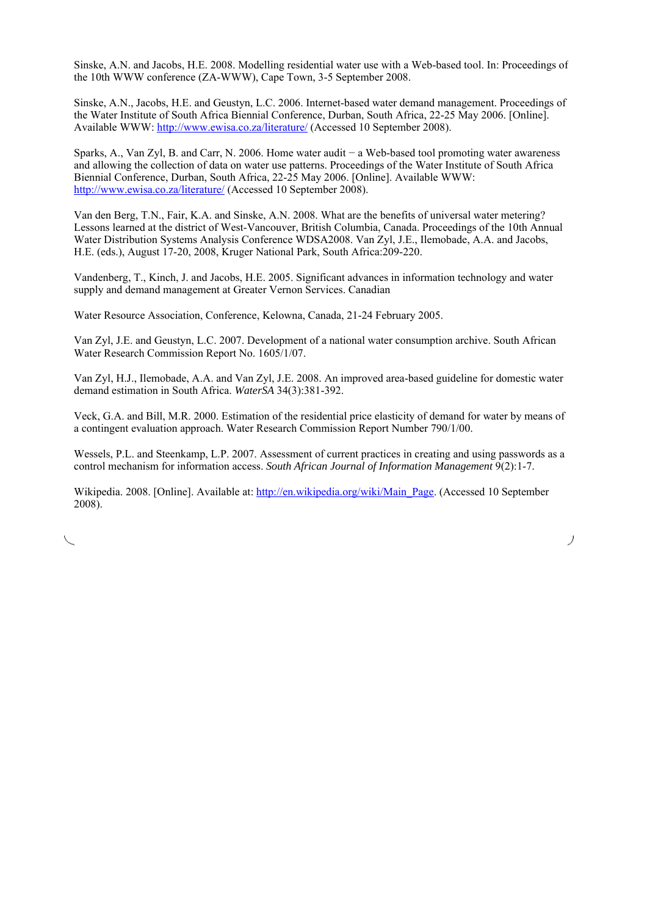Sinske, A.N. and Jacobs, H.E. 2008. Modelling residential water use with a Web-based tool. In: Proceedings of the 10th WWW conference (ZA-WWW), Cape Town, 3-5 September 2008.

Sinske, A.N., Jacobs, H.E. and Geustyn, L.C. 2006. Internet-based water demand management. Proceedings of the Water Institute of South Africa Biennial Conference, Durban, South Africa, 22-25 May 2006. [Online]. Available WWW: http://www.ewisa.co.za/literature/ (Accessed 10 September 2008).

Sparks, A., Van Zyl, B. and Carr, N. 2006. Home water audit − a Web-based tool promoting water awareness and allowing the collection of data on water use patterns. Proceedings of the Water Institute of South Africa Biennial Conference, Durban, South Africa, 22-25 May 2006. [Online]. Available WWW: http://www.ewisa.co.za/literature/ (Accessed 10 September 2008).

Van den Berg, T.N., Fair, K.A. and Sinske, A.N. 2008. What are the benefits of universal water metering? Lessons learned at the district of West-Vancouver, British Columbia, Canada. Proceedings of the 10th Annual Water Distribution Systems Analysis Conference WDSA2008. Van Zyl, J.E., Ilemobade, A.A. and Jacobs, H.E. (eds.), August 17-20, 2008, Kruger National Park, South Africa:209-220.

Vandenberg, T., Kinch, J. and Jacobs, H.E. 2005. Significant advances in information technology and water supply and demand management at Greater Vernon Services. Canadian

Water Resource Association, Conference, Kelowna, Canada, 21-24 February 2005.

Van Zyl, J.E. and Geustyn, L.C. 2007. Development of a national water consumption archive. South African Water Research Commission Report No. 1605/1/07.

Van Zyl, H.J., Ilemobade, A.A. and Van Zyl, J.E. 2008. An improved area-based guideline for domestic water demand estimation in South Africa. *WaterSA* 34(3):381-392.

Veck, G.A. and Bill, M.R. 2000. Estimation of the residential price elasticity of demand for water by means of a contingent evaluation approach. Water Research Commission Report Number 790/1/00.

Wessels, P.L. and Steenkamp, L.P. 2007. Assessment of current practices in creating and using passwords as a control mechanism for information access. *South African Journal of Information Management* 9(2):1-7.

Wikipedia. 2008. [Online]. Available at: http://en.wikipedia.org/wiki/Main_Page. (Accessed 10 September 2008).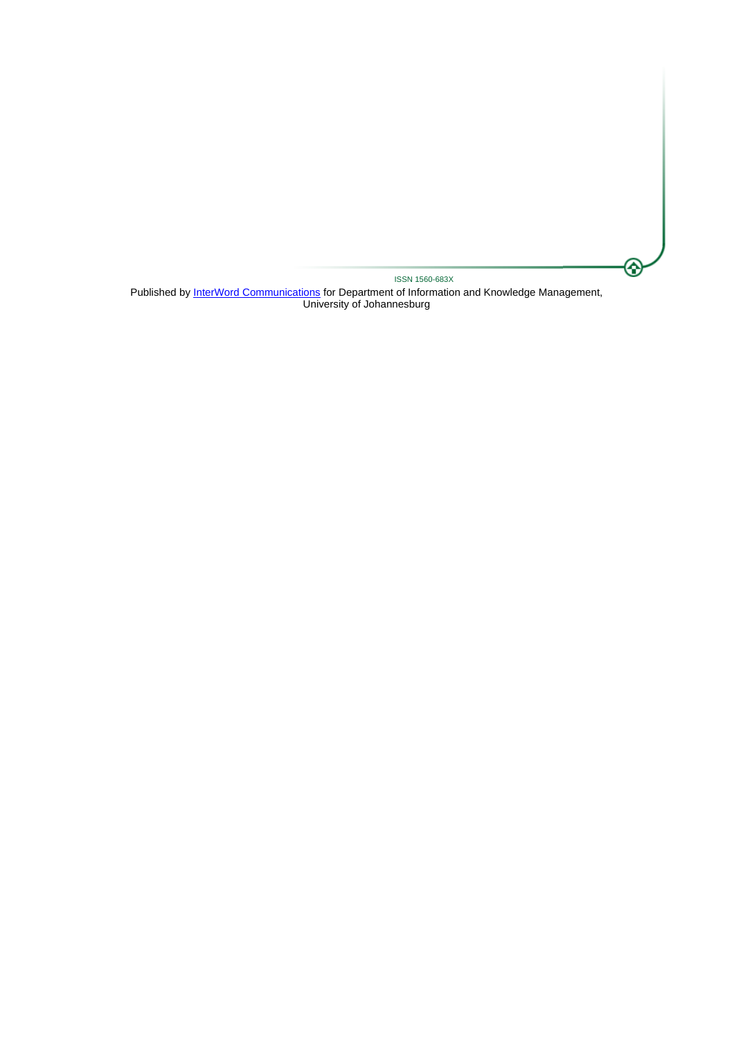ISSN 1560-683X

Published by [InterWord Communications] for Department of Information and Knowledge Management, University of Johannesburg